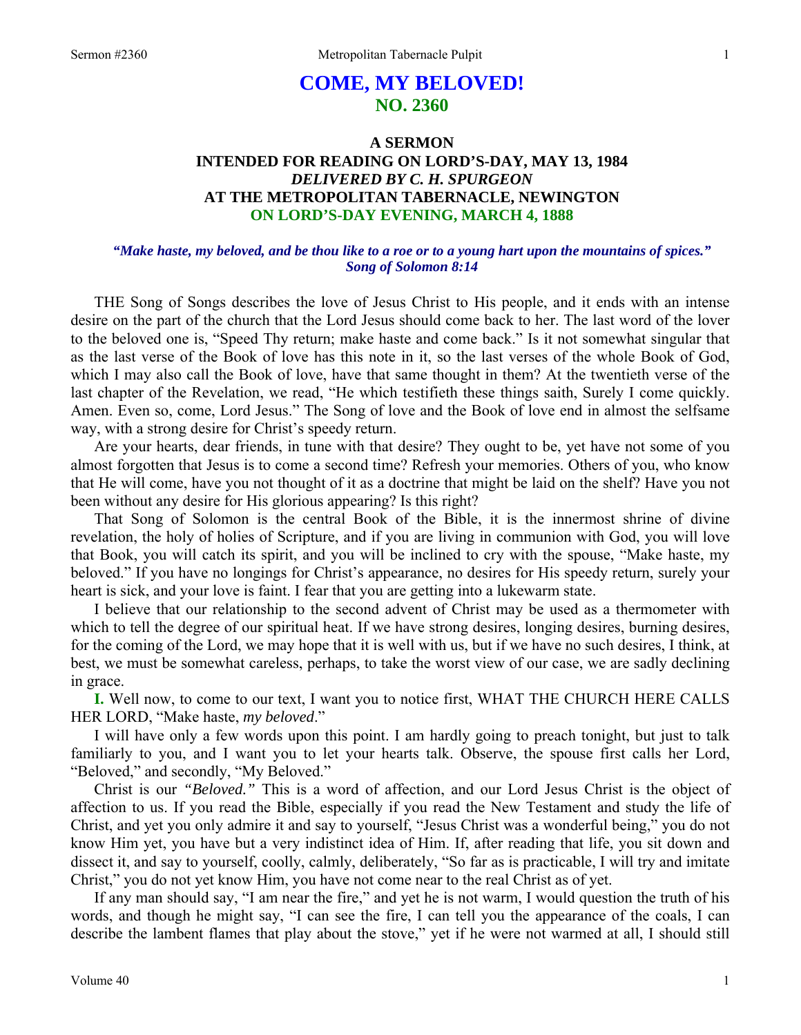# COME, MY BELOVED!
## NO. 2360

### A SERMON
### INTENDED FOR READING ON LORD'S-DAY, MAY 13, 1984
### *DELIVERED BY C. H. SPURGEON*
### AT THE METROPOLITAN TABERNACLE, NEWINGTON
### ON LORD'S-DAY EVENING, MARCH 4, 1888

***"Make haste, my beloved, and be thou like to a roe or to a young hart upon the mountains of spices." Song of Solomon 8:14***

THE Song of Songs describes the love of Jesus Christ to His people, and it ends with an intense desire on the part of the church that the Lord Jesus should come back to her. The last word of the lover to the beloved one is, "Speed Thy return; make haste and come back." Is it not somewhat singular that as the last verse of the Book of love has this note in it, so the last verses of the whole Book of God, which I may also call the Book of love, have that same thought in them? At the twentieth verse of the last chapter of the Revelation, we read, "He which testifieth these things saith, Surely I come quickly. Amen. Even so, come, Lord Jesus." The Song of love and the Book of love end in almost the selfsame way, with a strong desire for Christ's speedy return.

Are your hearts, dear friends, in tune with that desire? They ought to be, yet have not some of you almost forgotten that Jesus is to come a second time? Refresh your memories. Others of you, who know that He will come, have you not thought of it as a doctrine that might be laid on the shelf? Have you not been without any desire for His glorious appearing? Is this right?

That Song of Solomon is the central Book of the Bible, it is the innermost shrine of divine revelation, the holy of holies of Scripture, and if you are living in communion with God, you will love that Book, you will catch its spirit, and you will be inclined to cry with the spouse, "Make haste, my beloved." If you have no longings for Christ's appearance, no desires for His speedy return, surely your heart is sick, and your love is faint. I fear that you are getting into a lukewarm state.

I believe that our relationship to the second advent of Christ may be used as a thermometer with which to tell the degree of our spiritual heat. If we have strong desires, longing desires, burning desires, for the coming of the Lord, we may hope that it is well with us, but if we have no such desires, I think, at best, we must be somewhat careless, perhaps, to take the worst view of our case, we are sadly declining in grace.

**I.** Well now, to come to our text, I want you to notice first, WHAT THE CHURCH HERE CALLS HER LORD, "Make haste, *my beloved*."

I will have only a few words upon this point. I am hardly going to preach tonight, but just to talk familiarly to you, and I want you to let your hearts talk. Observe, the spouse first calls her Lord, "Beloved," and secondly, "My Beloved."

Christ is our *"Beloved."* This is a word of affection, and our Lord Jesus Christ is the object of affection to us. If you read the Bible, especially if you read the New Testament and study the life of Christ, and yet you only admire it and say to yourself, "Jesus Christ was a wonderful being," you do not know Him yet, you have but a very indistinct idea of Him. If, after reading that life, you sit down and dissect it, and say to yourself, coolly, calmly, deliberately, "So far as is practicable, I will try and imitate Christ," you do not yet know Him, you have not come near to the real Christ as of yet.

If any man should say, "I am near the fire," and yet he is not warm, I would question the truth of his words, and though he might say, "I can see the fire, I can tell you the appearance of the coals, I can describe the lambent flames that play about the stove," yet if he were not warmed at all, I should still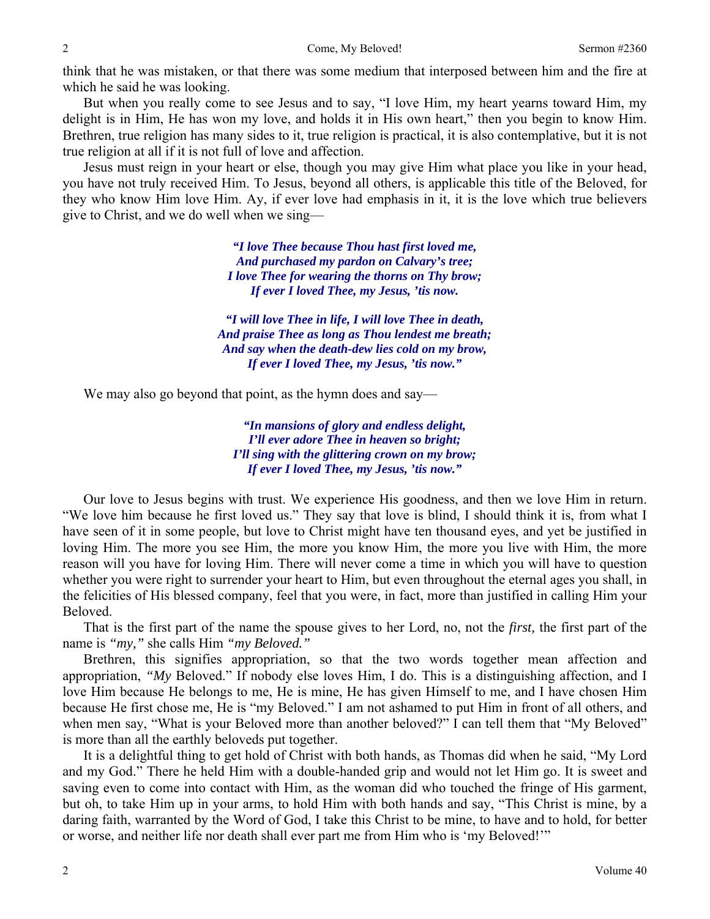think that he was mistaken, or that there was some medium that interposed between him and the fire at which he said he was looking.

But when you really come to see Jesus and to say, "I love Him, my heart yearns toward Him, my delight is in Him, He has won my love, and holds it in His own heart," then you begin to know Him. Brethren, true religion has many sides to it, true religion is practical, it is also contemplative, but it is not true religion at all if it is not full of love and affection.

Jesus must reign in your heart or else, though you may give Him what place you like in your head, you have not truly received Him. To Jesus, beyond all others, is applicable this title of the Beloved, for they who know Him love Him. Ay, if ever love had emphasis in it, it is the love which true believers give to Christ, and we do well when we sing—

> ***"I love Thee because Thou hast first loved me,***
> ***And purchased my pardon on Calvary's tree;***
> ***I love Thee for wearing the thorns on Thy brow;***
> ***If ever I loved Thee, my Jesus, 'tis now.***
>
> ***"I will love Thee in life, I will love Thee in death,***
> ***And praise Thee as long as Thou lendest me breath;***
> ***And say when the death-dew lies cold on my brow,***
> ***If ever I loved Thee, my Jesus, 'tis now."***

We may also go beyond that point, as the hymn does and say—

> ***"In mansions of glory and endless delight,***
> ***I'll ever adore Thee in heaven so bright;***
> ***I'll sing with the glittering crown on my brow;***
> ***If ever I loved Thee, my Jesus, 'tis now."***

Our love to Jesus begins with trust. We experience His goodness, and then we love Him in return. "We love him because he first loved us." They say that love is blind, I should think it is, from what I have seen of it in some people, but love to Christ might have ten thousand eyes, and yet be justified in loving Him. The more you see Him, the more you know Him, the more you live with Him, the more reason will you have for loving Him. There will never come a time in which you will have to question whether you were right to surrender your heart to Him, but even throughout the eternal ages you shall, in the felicities of His blessed company, feel that you were, in fact, more than justified in calling Him your Beloved.

That is the first part of the name the spouse gives to her Lord, no, not the *first,* the first part of the name is *"my,"* she calls Him *"my Beloved."*

Brethren, this signifies appropriation, so that the two words together mean affection and appropriation, *"My* Beloved." If nobody else loves Him, I do. This is a distinguishing affection, and I love Him because He belongs to me, He is mine, He has given Himself to me, and I have chosen Him because He first chose me, He is "my Beloved." I am not ashamed to put Him in front of all others, and when men say, "What is your Beloved more than another beloved?" I can tell them that "My Beloved" is more than all the earthly beloveds put together.

It is a delightful thing to get hold of Christ with both hands, as Thomas did when he said, "My Lord and my God." There he held Him with a double-handed grip and would not let Him go. It is sweet and saving even to come into contact with Him, as the woman did who touched the fringe of His garment, but oh, to take Him up in your arms, to hold Him with both hands and say, "This Christ is mine, by a daring faith, warranted by the Word of God, I take this Christ to be mine, to have and to hold, for better or worse, and neither life nor death shall ever part me from Him who is 'my Beloved!'"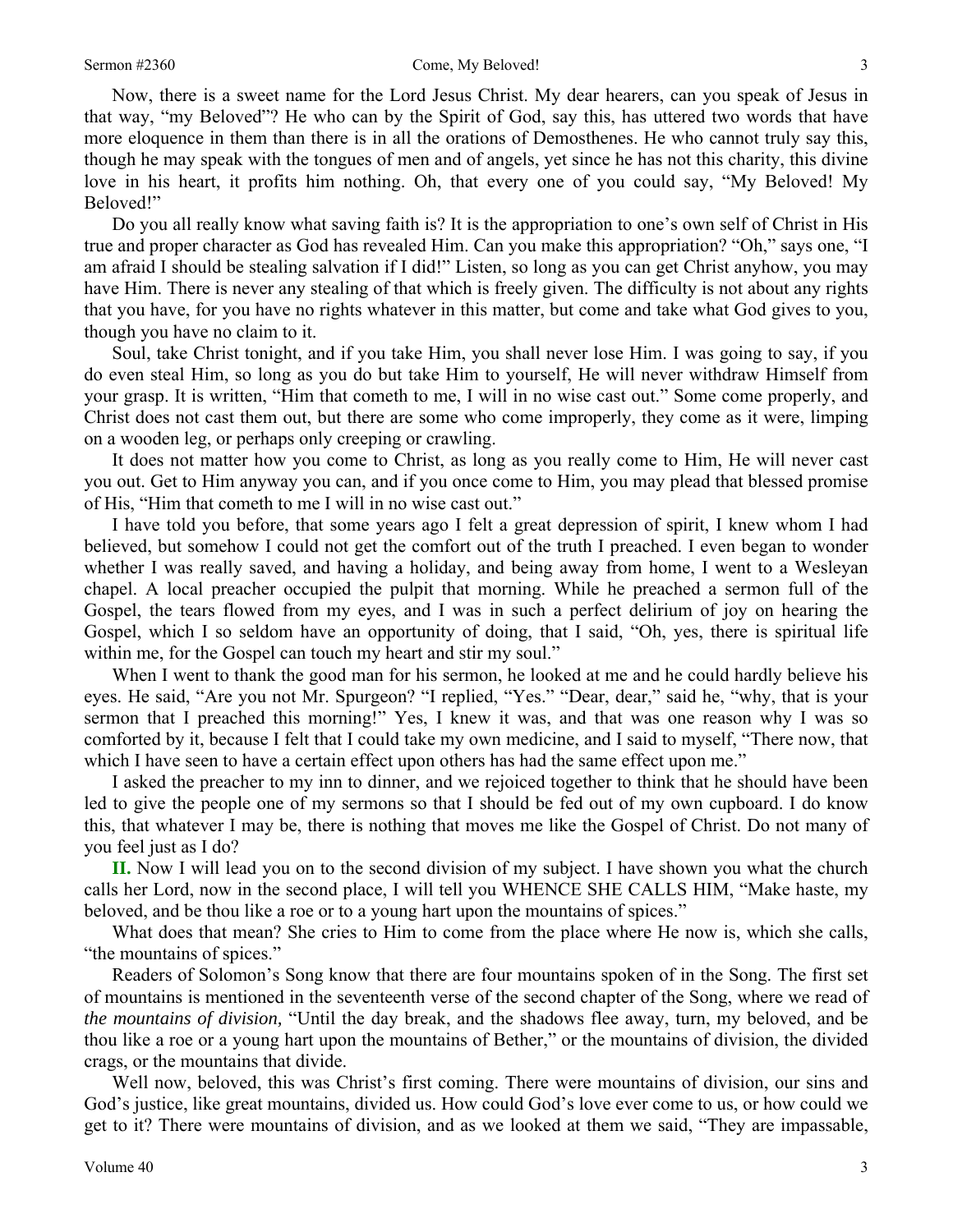Now, there is a sweet name for the Lord Jesus Christ. My dear hearers, can you speak of Jesus in that way, "my Beloved"? He who can by the Spirit of God, say this, has uttered two words that have more eloquence in them than there is in all the orations of Demosthenes. He who cannot truly say this, though he may speak with the tongues of men and of angels, yet since he has not this charity, this divine love in his heart, it profits him nothing. Oh, that every one of you could say, "My Beloved! My Beloved!"

Do you all really know what saving faith is? It is the appropriation to one's own self of Christ in His true and proper character as God has revealed Him. Can you make this appropriation? "Oh," says one, "I am afraid I should be stealing salvation if I did!" Listen, so long as you can get Christ anyhow, you may have Him. There is never any stealing of that which is freely given. The difficulty is not about any rights that you have, for you have no rights whatever in this matter, but come and take what God gives to you, though you have no claim to it.

Soul, take Christ tonight, and if you take Him, you shall never lose Him. I was going to say, if you do even steal Him, so long as you do but take Him to yourself, He will never withdraw Himself from your grasp. It is written, "Him that cometh to me, I will in no wise cast out." Some come properly, and Christ does not cast them out, but there are some who come improperly, they come as it were, limping on a wooden leg, or perhaps only creeping or crawling.

It does not matter how you come to Christ, as long as you really come to Him, He will never cast you out. Get to Him anyway you can, and if you once come to Him, you may plead that blessed promise of His, "Him that cometh to me I will in no wise cast out."

I have told you before, that some years ago I felt a great depression of spirit, I knew whom I had believed, but somehow I could not get the comfort out of the truth I preached. I even began to wonder whether I was really saved, and having a holiday, and being away from home, I went to a Wesleyan chapel. A local preacher occupied the pulpit that morning. While he preached a sermon full of the Gospel, the tears flowed from my eyes, and I was in such a perfect delirium of joy on hearing the Gospel, which I so seldom have an opportunity of doing, that I said, "Oh, yes, there is spiritual life within me, for the Gospel can touch my heart and stir my soul."

When I went to thank the good man for his sermon, he looked at me and he could hardly believe his eyes. He said, "Are you not Mr. Spurgeon? "I replied, "Yes." "Dear, dear," said he, "why, that is your sermon that I preached this morning!" Yes, I knew it was, and that was one reason why I was so comforted by it, because I felt that I could take my own medicine, and I said to myself, "There now, that which I have seen to have a certain effect upon others has had the same effect upon me."

I asked the preacher to my inn to dinner, and we rejoiced together to think that he should have been led to give the people one of my sermons so that I should be fed out of my own cupboard. I do know this, that whatever I may be, there is nothing that moves me like the Gospel of Christ. Do not many of you feel just as I do?

**II.** Now I will lead you on to the second division of my subject. I have shown you what the church calls her Lord, now in the second place, I will tell you WHENCE SHE CALLS HIM, "Make haste, my beloved, and be thou like a roe or to a young hart upon the mountains of spices."

What does that mean? She cries to Him to come from the place where He now is, which she calls, "the mountains of spices."

Readers of Solomon's Song know that there are four mountains spoken of in the Song. The first set of mountains is mentioned in the seventeenth verse of the second chapter of the Song, where we read of *the mountains of division,* "Until the day break, and the shadows flee away, turn, my beloved, and be thou like a roe or a young hart upon the mountains of Bether," or the mountains of division, the divided crags, or the mountains that divide.

Well now, beloved, this was Christ's first coming. There were mountains of division, our sins and God's justice, like great mountains, divided us. How could God's love ever come to us, or how could we get to it? There were mountains of division, and as we looked at them we said, "They are impassable,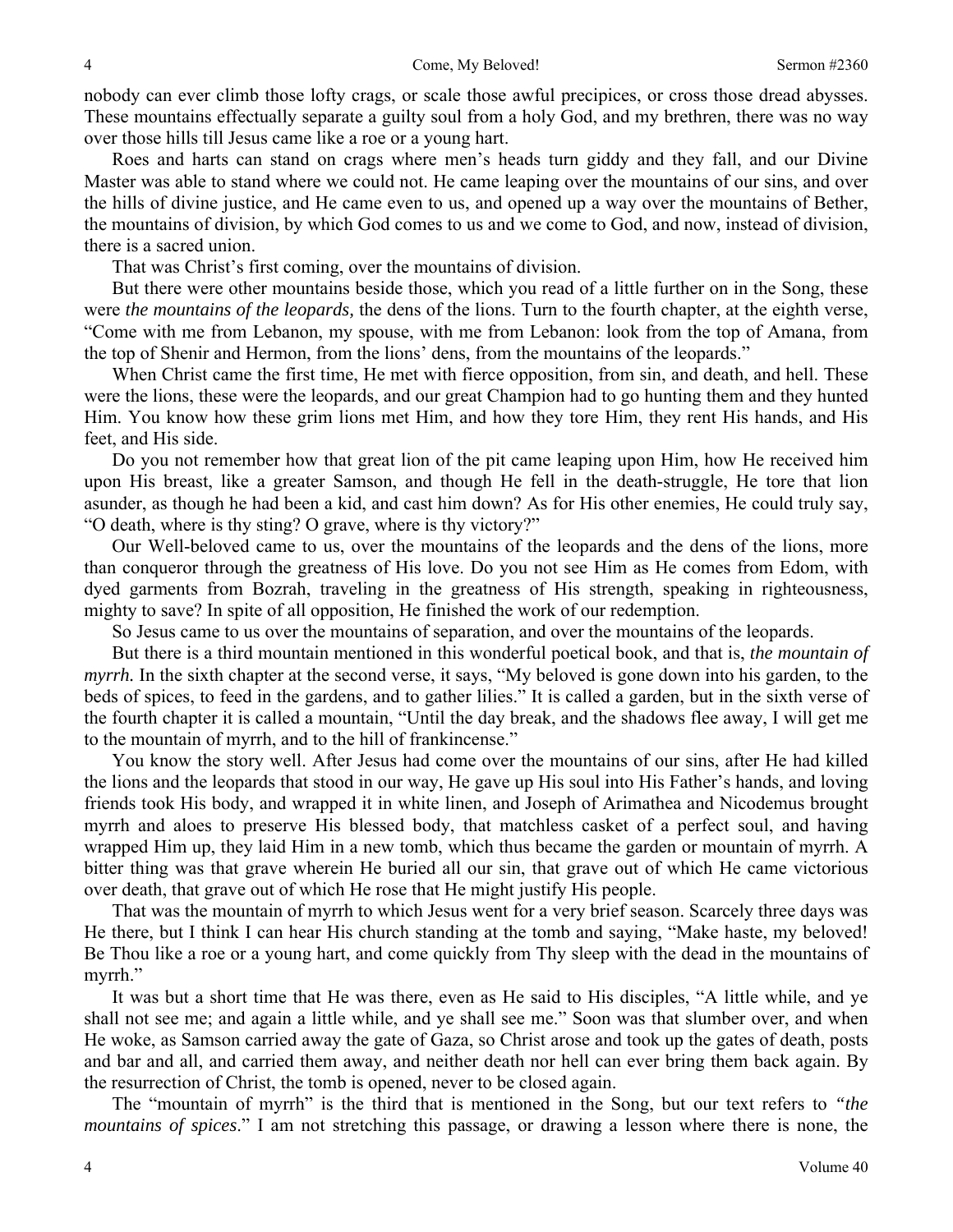nobody can ever climb those lofty crags, or scale those awful precipices, or cross those dread abysses. These mountains effectually separate a guilty soul from a holy God, and my brethren, there was no way over those hills till Jesus came like a roe or a young hart.

Roes and harts can stand on crags where men's heads turn giddy and they fall, and our Divine Master was able to stand where we could not. He came leaping over the mountains of our sins, and over the hills of divine justice, and He came even to us, and opened up a way over the mountains of Bether, the mountains of division, by which God comes to us and we come to God, and now, instead of division, there is a sacred union.

That was Christ's first coming, over the mountains of division.

But there were other mountains beside those, which you read of a little further on in the Song, these were *the mountains of the leopards,* the dens of the lions. Turn to the fourth chapter, at the eighth verse, "Come with me from Lebanon, my spouse, with me from Lebanon: look from the top of Amana, from the top of Shenir and Hermon, from the lions' dens, from the mountains of the leopards."

When Christ came the first time, He met with fierce opposition, from sin, and death, and hell. These were the lions, these were the leopards, and our great Champion had to go hunting them and they hunted Him. You know how these grim lions met Him, and how they tore Him, they rent His hands, and His feet, and His side.

Do you not remember how that great lion of the pit came leaping upon Him, how He received him upon His breast, like a greater Samson, and though He fell in the death-struggle, He tore that lion asunder, as though he had been a kid, and cast him down? As for His other enemies, He could truly say, "O death, where is thy sting? O grave, where is thy victory?"

Our Well-beloved came to us, over the mountains of the leopards and the dens of the lions, more than conqueror through the greatness of His love. Do you not see Him as He comes from Edom, with dyed garments from Bozrah, traveling in the greatness of His strength, speaking in righteousness, mighty to save? In spite of all opposition, He finished the work of our redemption.

So Jesus came to us over the mountains of separation, and over the mountains of the leopards.

But there is a third mountain mentioned in this wonderful poetical book, and that is, *the mountain of myrrh.* In the sixth chapter at the second verse, it says, "My beloved is gone down into his garden, to the beds of spices, to feed in the gardens, and to gather lilies." It is called a garden, but in the sixth verse of the fourth chapter it is called a mountain, "Until the day break, and the shadows flee away, I will get me to the mountain of myrrh, and to the hill of frankincense."

You know the story well. After Jesus had come over the mountains of our sins, after He had killed the lions and the leopards that stood in our way, He gave up His soul into His Father's hands, and loving friends took His body, and wrapped it in white linen, and Joseph of Arimathea and Nicodemus brought myrrh and aloes to preserve His blessed body, that matchless casket of a perfect soul, and having wrapped Him up, they laid Him in a new tomb, which thus became the garden or mountain of myrrh. A bitter thing was that grave wherein He buried all our sin, that grave out of which He came victorious over death, that grave out of which He rose that He might justify His people.

That was the mountain of myrrh to which Jesus went for a very brief season. Scarcely three days was He there, but I think I can hear His church standing at the tomb and saying, "Make haste, my beloved! Be Thou like a roe or a young hart, and come quickly from Thy sleep with the dead in the mountains of myrrh."

It was but a short time that He was there, even as He said to His disciples, "A little while, and ye shall not see me; and again a little while, and ye shall see me." Soon was that slumber over, and when He woke, as Samson carried away the gate of Gaza, so Christ arose and took up the gates of death, posts and bar and all, and carried them away, and neither death nor hell can ever bring them back again. By the resurrection of Christ, the tomb is opened, never to be closed again.

The "mountain of myrrh" is the third that is mentioned in the Song, but our text refers to *"the mountains of spices*." I am not stretching this passage, or drawing a lesson where there is none, the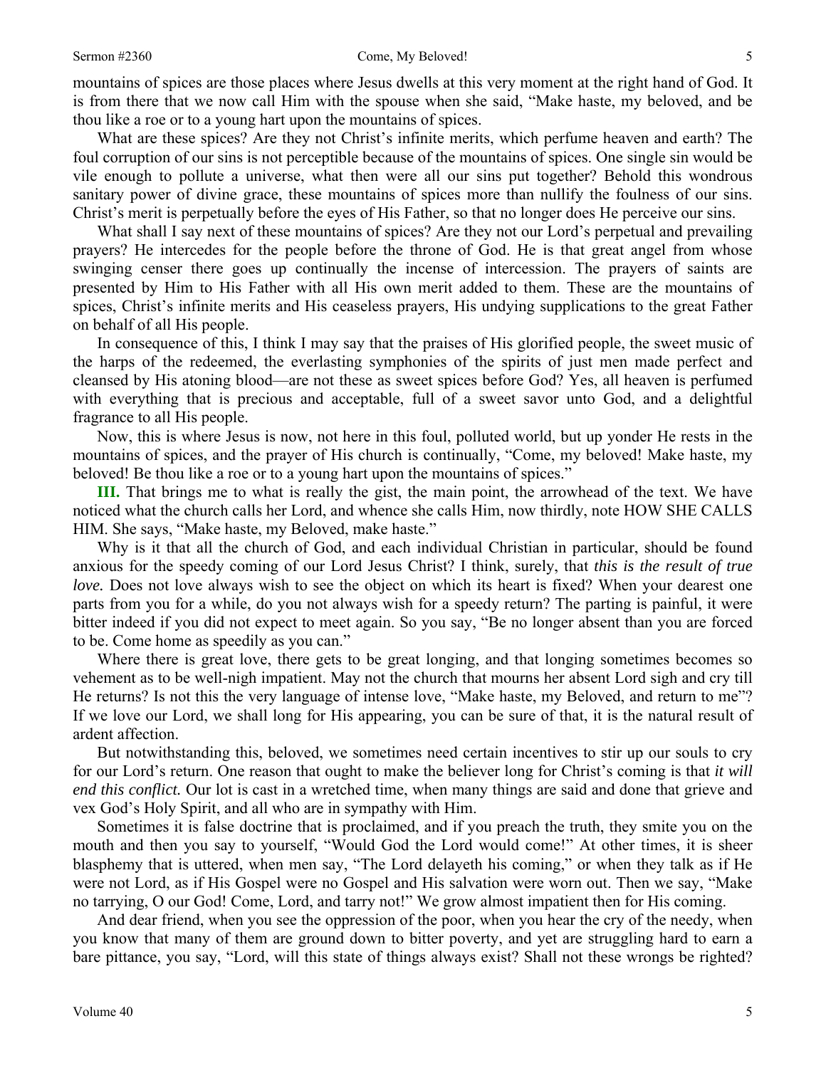mountains of spices are those places where Jesus dwells at this very moment at the right hand of God. It is from there that we now call Him with the spouse when she said, "Make haste, my beloved, and be thou like a roe or to a young hart upon the mountains of spices.

What are these spices? Are they not Christ's infinite merits, which perfume heaven and earth? The foul corruption of our sins is not perceptible because of the mountains of spices. One single sin would be vile enough to pollute a universe, what then were all our sins put together? Behold this wondrous sanitary power of divine grace, these mountains of spices more than nullify the foulness of our sins. Christ's merit is perpetually before the eyes of His Father, so that no longer does He perceive our sins.

What shall I say next of these mountains of spices? Are they not our Lord's perpetual and prevailing prayers? He intercedes for the people before the throne of God. He is that great angel from whose swinging censer there goes up continually the incense of intercession. The prayers of saints are presented by Him to His Father with all His own merit added to them. These are the mountains of spices, Christ's infinite merits and His ceaseless prayers, His undying supplications to the great Father on behalf of all His people.

In consequence of this, I think I may say that the praises of His glorified people, the sweet music of the harps of the redeemed, the everlasting symphonies of the spirits of just men made perfect and cleansed by His atoning blood—are not these as sweet spices before God? Yes, all heaven is perfumed with everything that is precious and acceptable, full of a sweet savor unto God, and a delightful fragrance to all His people.

Now, this is where Jesus is now, not here in this foul, polluted world, but up yonder He rests in the mountains of spices, and the prayer of His church is continually, "Come, my beloved! Make haste, my beloved! Be thou like a roe or to a young hart upon the mountains of spices."

**III.** That brings me to what is really the gist, the main point, the arrowhead of the text. We have noticed what the church calls her Lord, and whence she calls Him, now thirdly, note HOW SHE CALLS HIM. She says, "Make haste, my Beloved, make haste."

Why is it that all the church of God, and each individual Christian in particular, should be found anxious for the speedy coming of our Lord Jesus Christ? I think, surely, that *this is the result of true love.* Does not love always wish to see the object on which its heart is fixed? When your dearest one parts from you for a while, do you not always wish for a speedy return? The parting is painful, it were bitter indeed if you did not expect to meet again. So you say, "Be no longer absent than you are forced to be. Come home as speedily as you can."

Where there is great love, there gets to be great longing, and that longing sometimes becomes so vehement as to be well-nigh impatient. May not the church that mourns her absent Lord sigh and cry till He returns? Is not this the very language of intense love, "Make haste, my Beloved, and return to me"? If we love our Lord, we shall long for His appearing, you can be sure of that, it is the natural result of ardent affection.

But notwithstanding this, beloved, we sometimes need certain incentives to stir up our souls to cry for our Lord's return. One reason that ought to make the believer long for Christ's coming is that *it will end this conflict.* Our lot is cast in a wretched time, when many things are said and done that grieve and vex God's Holy Spirit, and all who are in sympathy with Him.

Sometimes it is false doctrine that is proclaimed, and if you preach the truth, they smite you on the mouth and then you say to yourself, "Would God the Lord would come!" At other times, it is sheer blasphemy that is uttered, when men say, "The Lord delayeth his coming," or when they talk as if He were not Lord, as if His Gospel were no Gospel and His salvation were worn out. Then we say, "Make no tarrying, O our God! Come, Lord, and tarry not!" We grow almost impatient then for His coming.

And dear friend, when you see the oppression of the poor, when you hear the cry of the needy, when you know that many of them are ground down to bitter poverty, and yet are struggling hard to earn a bare pittance, you say, "Lord, will this state of things always exist? Shall not these wrongs be righted?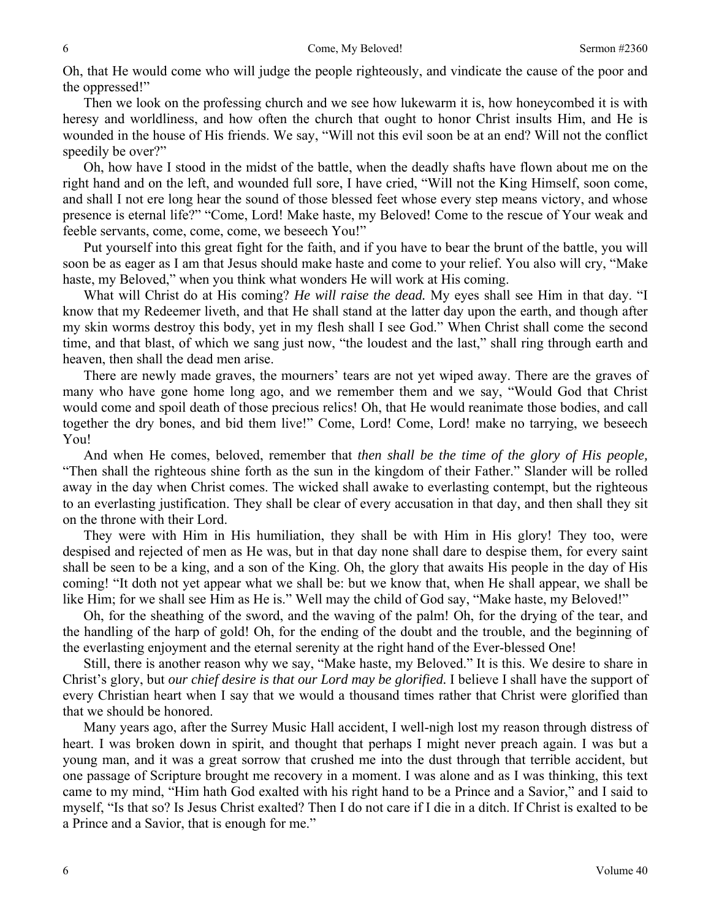Oh, that He would come who will judge the people righteously, and vindicate the cause of the poor and the oppressed!"

Then we look on the professing church and we see how lukewarm it is, how honeycombed it is with heresy and worldliness, and how often the church that ought to honor Christ insults Him, and He is wounded in the house of His friends. We say, "Will not this evil soon be at an end? Will not the conflict speedily be over?"

Oh, how have I stood in the midst of the battle, when the deadly shafts have flown about me on the right hand and on the left, and wounded full sore, I have cried, "Will not the King Himself, soon come, and shall I not ere long hear the sound of those blessed feet whose every step means victory, and whose presence is eternal life?" "Come, Lord! Make haste, my Beloved! Come to the rescue of Your weak and feeble servants, come, come, come, we beseech You!"

Put yourself into this great fight for the faith, and if you have to bear the brunt of the battle, you will soon be as eager as I am that Jesus should make haste and come to your relief. You also will cry, "Make haste, my Beloved," when you think what wonders He will work at His coming.

What will Christ do at His coming? *He will raise the dead.* My eyes shall see Him in that day. "I know that my Redeemer liveth, and that He shall stand at the latter day upon the earth, and though after my skin worms destroy this body, yet in my flesh shall I see God." When Christ shall come the second time, and that blast, of which we sang just now, "the loudest and the last," shall ring through earth and heaven, then shall the dead men arise.

There are newly made graves, the mourners' tears are not yet wiped away. There are the graves of many who have gone home long ago, and we remember them and we say, "Would God that Christ would come and spoil death of those precious relics! Oh, that He would reanimate those bodies, and call together the dry bones, and bid them live!" Come, Lord! Come, Lord! make no tarrying, we beseech You!

And when He comes, beloved, remember that *then shall be the time of the glory of His people,* "Then shall the righteous shine forth as the sun in the kingdom of their Father." Slander will be rolled away in the day when Christ comes. The wicked shall awake to everlasting contempt, but the righteous to an everlasting justification. They shall be clear of every accusation in that day, and then shall they sit on the throne with their Lord.

They were with Him in His humiliation, they shall be with Him in His glory! They too, were despised and rejected of men as He was, but in that day none shall dare to despise them, for every saint shall be seen to be a king, and a son of the King. Oh, the glory that awaits His people in the day of His coming! "It doth not yet appear what we shall be: but we know that, when He shall appear, we shall be like Him; for we shall see Him as He is." Well may the child of God say, "Make haste, my Beloved!"

Oh, for the sheathing of the sword, and the waving of the palm! Oh, for the drying of the tear, and the handling of the harp of gold! Oh, for the ending of the doubt and the trouble, and the beginning of the everlasting enjoyment and the eternal serenity at the right hand of the Ever-blessed One!

Still, there is another reason why we say, "Make haste, my Beloved." It is this. We desire to share in Christ's glory, but *our chief desire is that our Lord may be glorified.* I believe I shall have the support of every Christian heart when I say that we would a thousand times rather that Christ were glorified than that we should be honored.

Many years ago, after the Surrey Music Hall accident, I well-nigh lost my reason through distress of heart. I was broken down in spirit, and thought that perhaps I might never preach again. I was but a young man, and it was a great sorrow that crushed me into the dust through that terrible accident, but one passage of Scripture brought me recovery in a moment. I was alone and as I was thinking, this text came to my mind, "Him hath God exalted with his right hand to be a Prince and a Savior," and I said to myself, "Is that so? Is Jesus Christ exalted? Then I do not care if I die in a ditch. If Christ is exalted to be a Prince and a Savior, that is enough for me."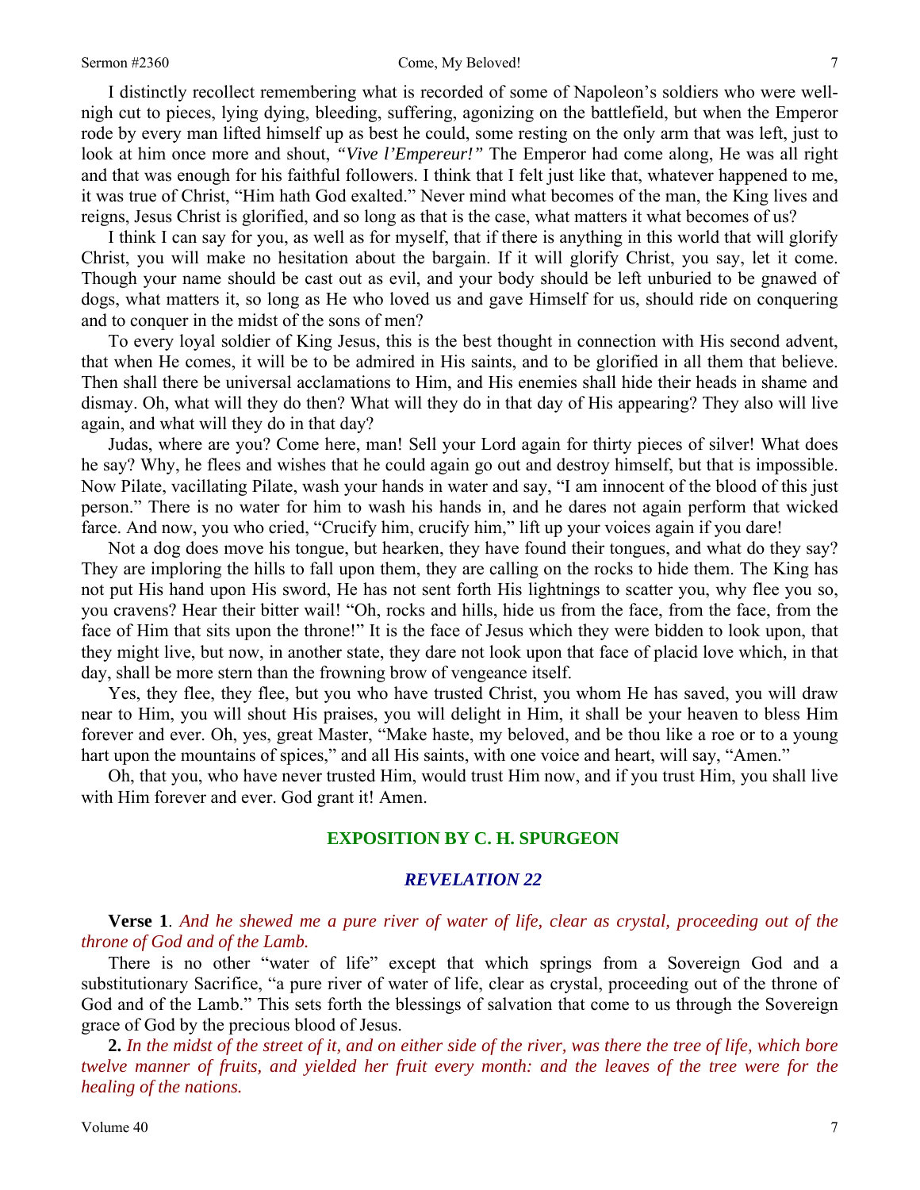I distinctly recollect remembering what is recorded of some of Napoleon's soldiers who were well-nigh cut to pieces, lying dying, bleeding, suffering, agonizing on the battlefield, but when the Emperor rode by every man lifted himself up as best he could, some resting on the only arm that was left, just to look at him once more and shout, *"Vive l'Empereur!"* The Emperor had come along, He was all right and that was enough for his faithful followers. I think that I felt just like that, whatever happened to me, it was true of Christ, "Him hath God exalted." Never mind what becomes of the man, the King lives and reigns, Jesus Christ is glorified, and so long as that is the case, what matters it what becomes of us?

I think I can say for you, as well as for myself, that if there is anything in this world that will glorify Christ, you will make no hesitation about the bargain. If it will glorify Christ, you say, let it come. Though your name should be cast out as evil, and your body should be left unburied to be gnawed of dogs, what matters it, so long as He who loved us and gave Himself for us, should ride on conquering and to conquer in the midst of the sons of men?

To every loyal soldier of King Jesus, this is the best thought in connection with His second advent, that when He comes, it will be to be admired in His saints, and to be glorified in all them that believe. Then shall there be universal acclamations to Him, and His enemies shall hide their heads in shame and dismay. Oh, what will they do then? What will they do in that day of His appearing? They also will live again, and what will they do in that day?

Judas, where are you? Come here, man! Sell your Lord again for thirty pieces of silver! What does he say? Why, he flees and wishes that he could again go out and destroy himself, but that is impossible. Now Pilate, vacillating Pilate, wash your hands in water and say, "I am innocent of the blood of this just person." There is no water for him to wash his hands in, and he dares not again perform that wicked farce. And now, you who cried, "Crucify him, crucify him," lift up your voices again if you dare!

Not a dog does move his tongue, but hearken, they have found their tongues, and what do they say? They are imploring the hills to fall upon them, they are calling on the rocks to hide them. The King has not put His hand upon His sword, He has not sent forth His lightnings to scatter you, why flee you so, you cravens? Hear their bitter wail! "Oh, rocks and hills, hide us from the face, from the face, from the face of Him that sits upon the throne!" It is the face of Jesus which they were bidden to look upon, that they might live, but now, in another state, they dare not look upon that face of placid love which, in that day, shall be more stern than the frowning brow of vengeance itself.

Yes, they flee, they flee, but you who have trusted Christ, you whom He has saved, you will draw near to Him, you will shout His praises, you will delight in Him, it shall be your heaven to bless Him forever and ever. Oh, yes, great Master, "Make haste, my beloved, and be thou like a roe or to a young hart upon the mountains of spices," and all His saints, with one voice and heart, will say, "Amen."

Oh, that you, who have never trusted Him, would trust Him now, and if you trust Him, you shall live with Him forever and ever. God grant it! Amen.

## EXPOSITION BY C. H. SPURGEON

### *REVELATION 22*

**Verse 1**. *And he shewed me a pure river of water of life, clear as crystal, proceeding out of the throne of God and of the Lamb.*

There is no other "water of life" except that which springs from a Sovereign God and a substitutionary Sacrifice, "a pure river of water of life, clear as crystal, proceeding out of the throne of God and of the Lamb." This sets forth the blessings of salvation that come to us through the Sovereign grace of God by the precious blood of Jesus.

**2.** *In the midst of the street of it, and on either side of the river, was there the tree of life, which bore twelve manner of fruits, and yielded her fruit every month: and the leaves of the tree were for the healing of the nations.*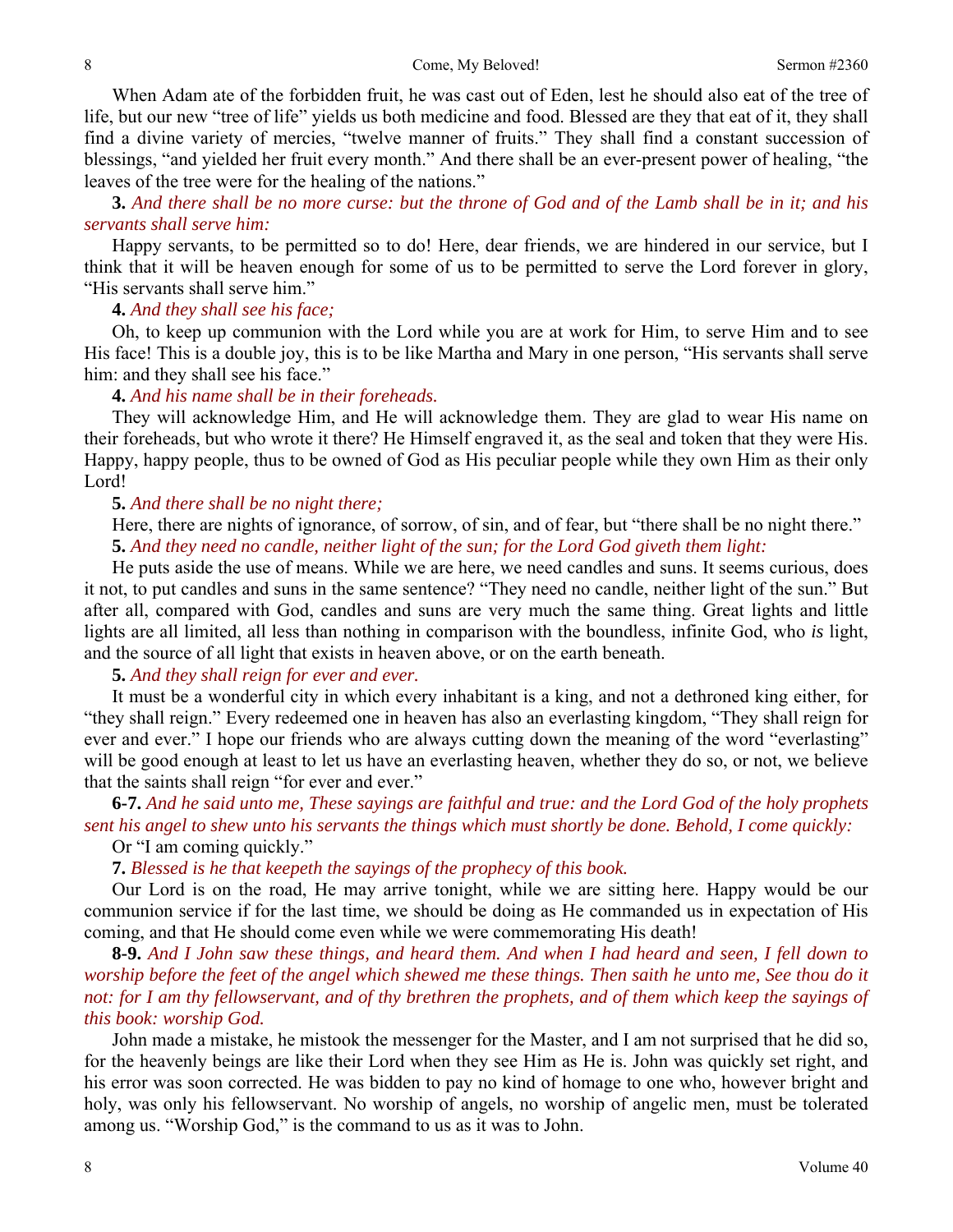When Adam ate of the forbidden fruit, he was cast out of Eden, lest he should also eat of the tree of life, but our new "tree of life" yields us both medicine and food. Blessed are they that eat of it, they shall find a divine variety of mercies, "twelve manner of fruits." They shall find a constant succession of blessings, "and yielded her fruit every month." And there shall be an ever-present power of healing, "the leaves of the tree were for the healing of the nations."

**3.** *And there shall be no more curse: but the throne of God and of the Lamb shall be in it; and his servants shall serve him:*

Happy servants, to be permitted so to do! Here, dear friends, we are hindered in our service, but I think that it will be heaven enough for some of us to be permitted to serve the Lord forever in glory, "His servants shall serve him."

**4.** *And they shall see his face;*

Oh, to keep up communion with the Lord while you are at work for Him, to serve Him and to see His face! This is a double joy, this is to be like Martha and Mary in one person, "His servants shall serve him: and they shall see his face."

**4.** *And his name shall be in their foreheads.*

They will acknowledge Him, and He will acknowledge them. They are glad to wear His name on their foreheads, but who wrote it there? He Himself engraved it, as the seal and token that they were His. Happy, happy people, thus to be owned of God as His peculiar people while they own Him as their only Lord!

**5.** *And there shall be no night there;*

Here, there are nights of ignorance, of sorrow, of sin, and of fear, but "there shall be no night there."

**5.** *And they need no candle, neither light of the sun; for the Lord God giveth them light:*

He puts aside the use of means. While we are here, we need candles and suns. It seems curious, does it not, to put candles and suns in the same sentence? "They need no candle, neither light of the sun." But after all, compared with God, candles and suns are very much the same thing. Great lights and little lights are all limited, all less than nothing in comparison with the boundless, infinite God, who *is* light, and the source of all light that exists in heaven above, or on the earth beneath.

**5.** *And they shall reign for ever and ever.*

It must be a wonderful city in which every inhabitant is a king, and not a dethroned king either, for "they shall reign." Every redeemed one in heaven has also an everlasting kingdom, "They shall reign for ever and ever." I hope our friends who are always cutting down the meaning of the word "everlasting" will be good enough at least to let us have an everlasting heaven, whether they do so, or not, we believe that the saints shall reign "for ever and ever."

**6-7.** *And he said unto me, These sayings are faithful and true: and the Lord God of the holy prophets sent his angel to shew unto his servants the things which must shortly be done. Behold, I come quickly:*

Or "I am coming quickly."

**7.** *Blessed is he that keepeth the sayings of the prophecy of this book.*

Our Lord is on the road, He may arrive tonight, while we are sitting here. Happy would be our communion service if for the last time, we should be doing as He commanded us in expectation of His coming, and that He should come even while we were commemorating His death!

**8-9.** *And I John saw these things, and heard them. And when I had heard and seen, I fell down to worship before the feet of the angel which shewed me these things. Then saith he unto me, See thou do it not: for I am thy fellowservant, and of thy brethren the prophets, and of them which keep the sayings of this book: worship God.*

John made a mistake, he mistook the messenger for the Master, and I am not surprised that he did so, for the heavenly beings are like their Lord when they see Him as He is. John was quickly set right, and his error was soon corrected. He was bidden to pay no kind of homage to one who, however bright and holy, was only his fellowservant. No worship of angels, no worship of angelic men, must be tolerated among us. "Worship God," is the command to us as it was to John.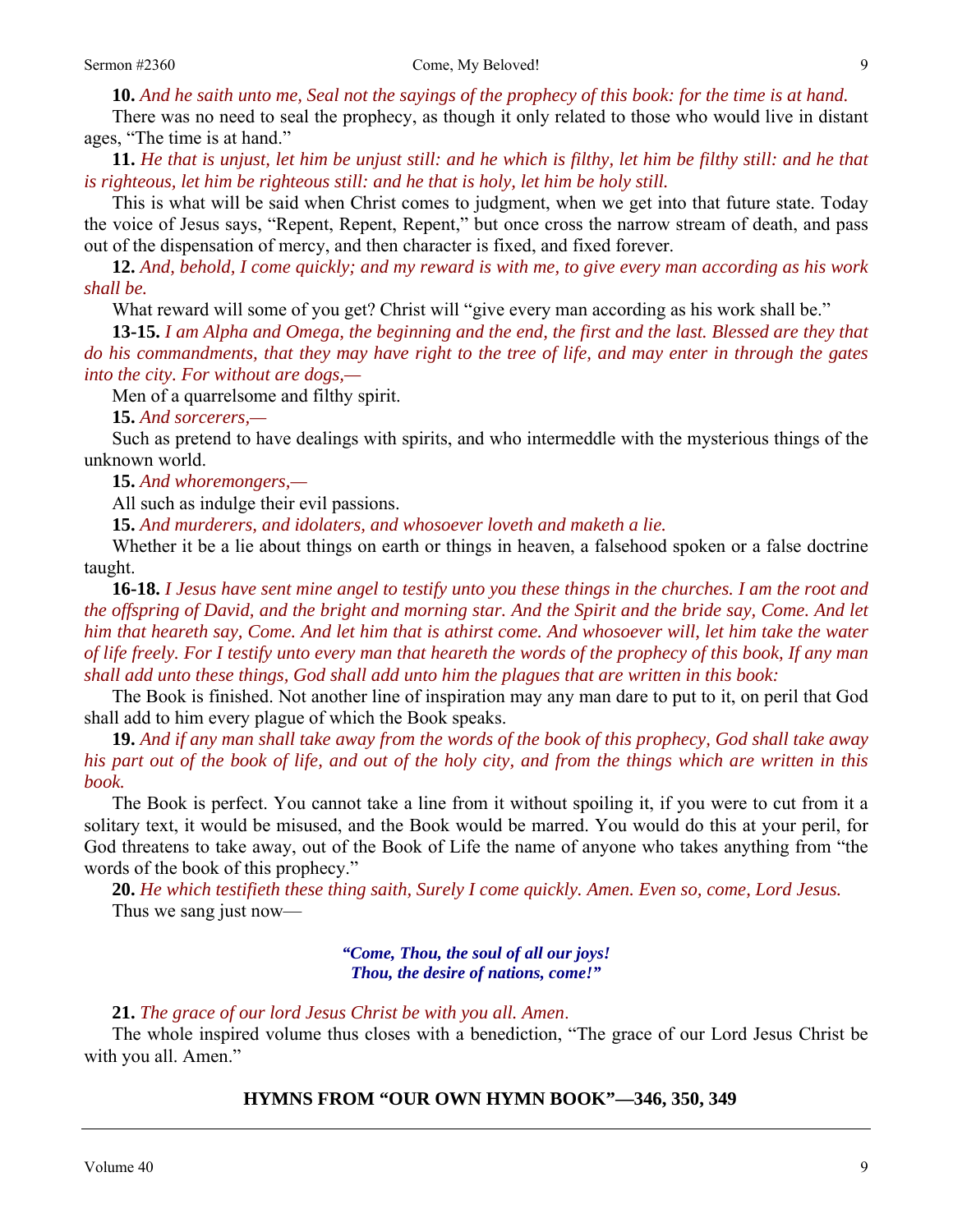**10.** *And he saith unto me, Seal not the sayings of the prophecy of this book: for the time is at hand.*

There was no need to seal the prophecy, as though it only related to those who would live in distant ages, "The time is at hand."

**11.** *He that is unjust, let him be unjust still: and he which is filthy, let him be filthy still: and he that is righteous, let him be righteous still: and he that is holy, let him be holy still.*

This is what will be said when Christ comes to judgment, when we get into that future state. Today the voice of Jesus says, "Repent, Repent, Repent," but once cross the narrow stream of death, and pass out of the dispensation of mercy, and then character is fixed, and fixed forever.

**12.** *And, behold, I come quickly; and my reward is with me, to give every man according as his work shall be.*

What reward will some of you get? Christ will "give every man according as his work shall be."

**13-15.** *I am Alpha and Omega, the beginning and the end, the first and the last. Blessed are they that do his commandments, that they may have right to the tree of life, and may enter in through the gates into the city. For without are dogs,—*

Men of a quarrelsome and filthy spirit.

**15.** *And sorcerers,—*

Such as pretend to have dealings with spirits, and who intermeddle with the mysterious things of the unknown world.

**15.** *And whoremongers,—*

All such as indulge their evil passions.

**15.** *And murderers, and idolaters, and whosoever loveth and maketh a lie.*

Whether it be a lie about things on earth or things in heaven, a falsehood spoken or a false doctrine taught.

**16-18.** *I Jesus have sent mine angel to testify unto you these things in the churches. I am the root and the offspring of David, and the bright and morning star. And the Spirit and the bride say, Come. And let him that heareth say, Come. And let him that is athirst come. And whosoever will, let him take the water of life freely. For I testify unto every man that heareth the words of the prophecy of this book, If any man shall add unto these things, God shall add unto him the plagues that are written in this book:*

The Book is finished. Not another line of inspiration may any man dare to put to it, on peril that God shall add to him every plague of which the Book speaks.

**19.** *And if any man shall take away from the words of the book of this prophecy, God shall take away his part out of the book of life, and out of the holy city, and from the things which are written in this book.*

The Book is perfect. You cannot take a line from it without spoiling it, if you were to cut from it a solitary text, it would be misused, and the Book would be marred. You would do this at your peril, for God threatens to take away, out of the Book of Life the name of anyone who takes anything from "the words of the book of this prophecy."

**20.** *He which testifieth these thing saith, Surely I come quickly. Amen. Even so, come, Lord Jesus.*

Thus we sang just now—

> ***"Come, Thou, the soul of all our joys!***
> ***Thou, the desire of nations, come!"***

**21.** *The grace of our lord Jesus Christ be with you all. Amen.*

The whole inspired volume thus closes with a benediction, "The grace of our Lord Jesus Christ be with you all. Amen."

**HYMNS FROM "OUR OWN HYMN BOOK"—346, 350, 349**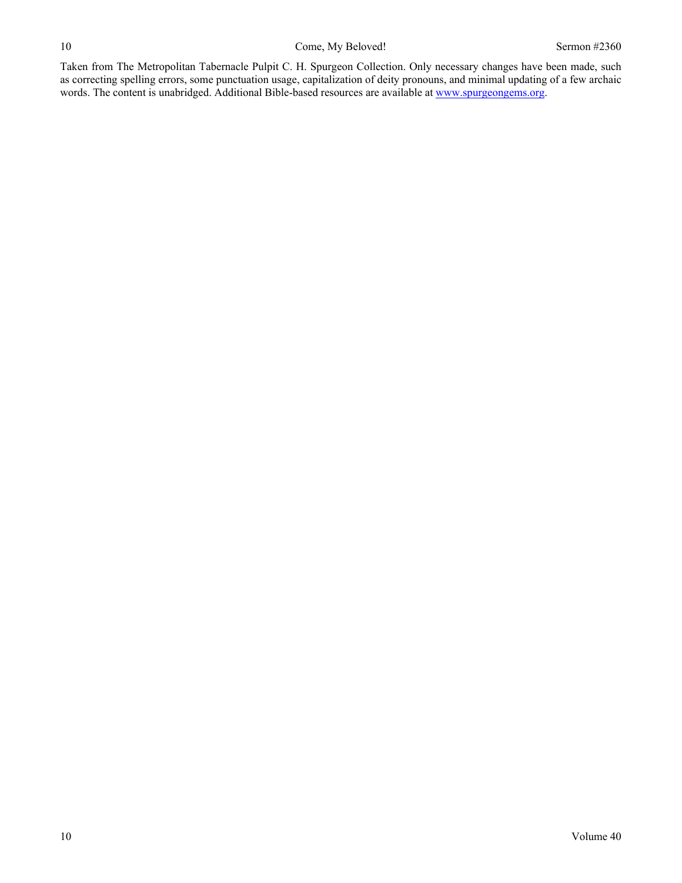Taken from The Metropolitan Tabernacle Pulpit C. H. Spurgeon Collection. Only necessary changes have been made, such as correcting spelling errors, some punctuation usage, capitalization of deity pronouns, and minimal updating of a few archaic words. The content is unabridged. Additional Bible-based resources are available at [www.spurgeongems.org](http://www.spurgeongems.org).